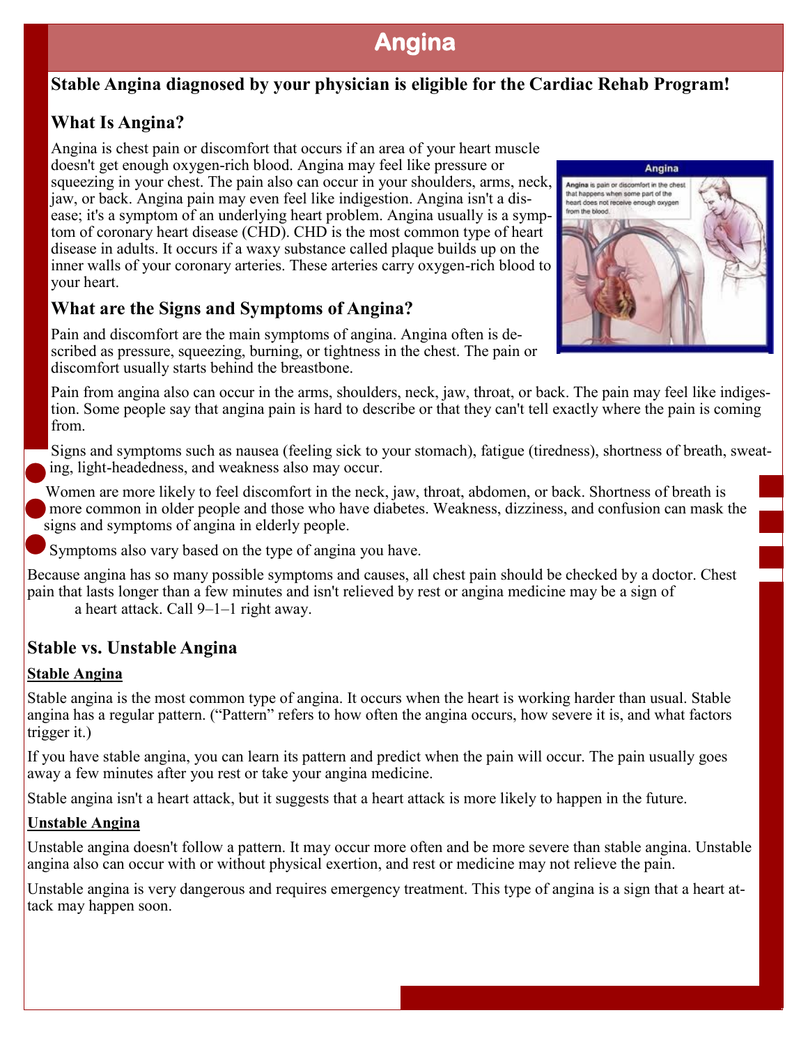# Angina

**Stable Angina diagnosed by your physician is eligible for the Cardiac Rehab Program!**

## What Is Angina?

Angina is chest pain or discomfort that occurs if an area of your heart muscle doesn't get enough oxygen-rich blood. Angina may feel like pressure or squeezing in your chest. The pain also can occur in your shoulders, arms, neck, jaw, or back. Angina pain may even feel like indigestion. Angina isn't a disease; it's a symptom of an underlying heart problem. Angina usually is a symptom of coronary heart disease (CHD). CHD is the most common type of heart disease in adults. It occurs if a waxy substance called plaque builds up on the inner walls of your coronary arteries. These arteries carry oxygen-rich blood to your heart.

## What are the Signs and Symptoms of Angina?

Pain and discomfort are the main symptoms of angina. Angina often is described as pressure, squeezing, burning, or tightness in the chest. The pain or discomfort usually starts behind the breastbone.

Pain from angina also can occur in the arms, shoulders, neck, jaw, throat, or back. The pain may feel like indigestion. Some people say that angina pain is hard to describe or that they can't tell exactly where the pain is coming from.

- Signs and symptoms such as nausea (feeling sick to your stomach), fatigue (tiredness), shortness of breath, sweating, light-headedness, and weakness also may occur.
- Women are more likely to feel discomfort in the neck, jaw, throat, abdomen, or back. Shortness of breath is more common in older people and those who have diabetes. Weakness, dizziness, and confusion can mask the signs and symptoms of angina in elderly people.
- Symptoms also vary based on the type of angina you have.

Because angina has so many possible symptoms and causes, all chest pain should be checked by a doctor. Chest pain that lasts longer than a few minutes and isn't relieved by rest or angina medicine may be a sign of a heart attack. Call 9–1–1 right away.

## Stable vs. Unstable Angina

### Stable Angina

Stable angina is the most common type of angina. It occurs when the heart is working harder than usual. Stable angina has a regular pattern. ("Pattern" refers to how often the angina occurs, how severe it is, and what factors trigger it.)

If you have stable angina, you can learn its pattern and predict when the pain will occur. The pain usually goes away a few minutes after you rest or take your angina medicine.

Stable angina isn't a heart attack, but it suggests that a heart attack is more likely to happen in the future.

### Unstable Angina

Unstable angina doesn't follow a pattern. It may occur more often and be more severe than stable angina. Unstable angina also can occur with or without physical exertion, and rest or medicine may not relieve the pain.

Unstable angina is very dangerous and requires emergency treatment. This type of angina is a sign that a heart attack may happen soon.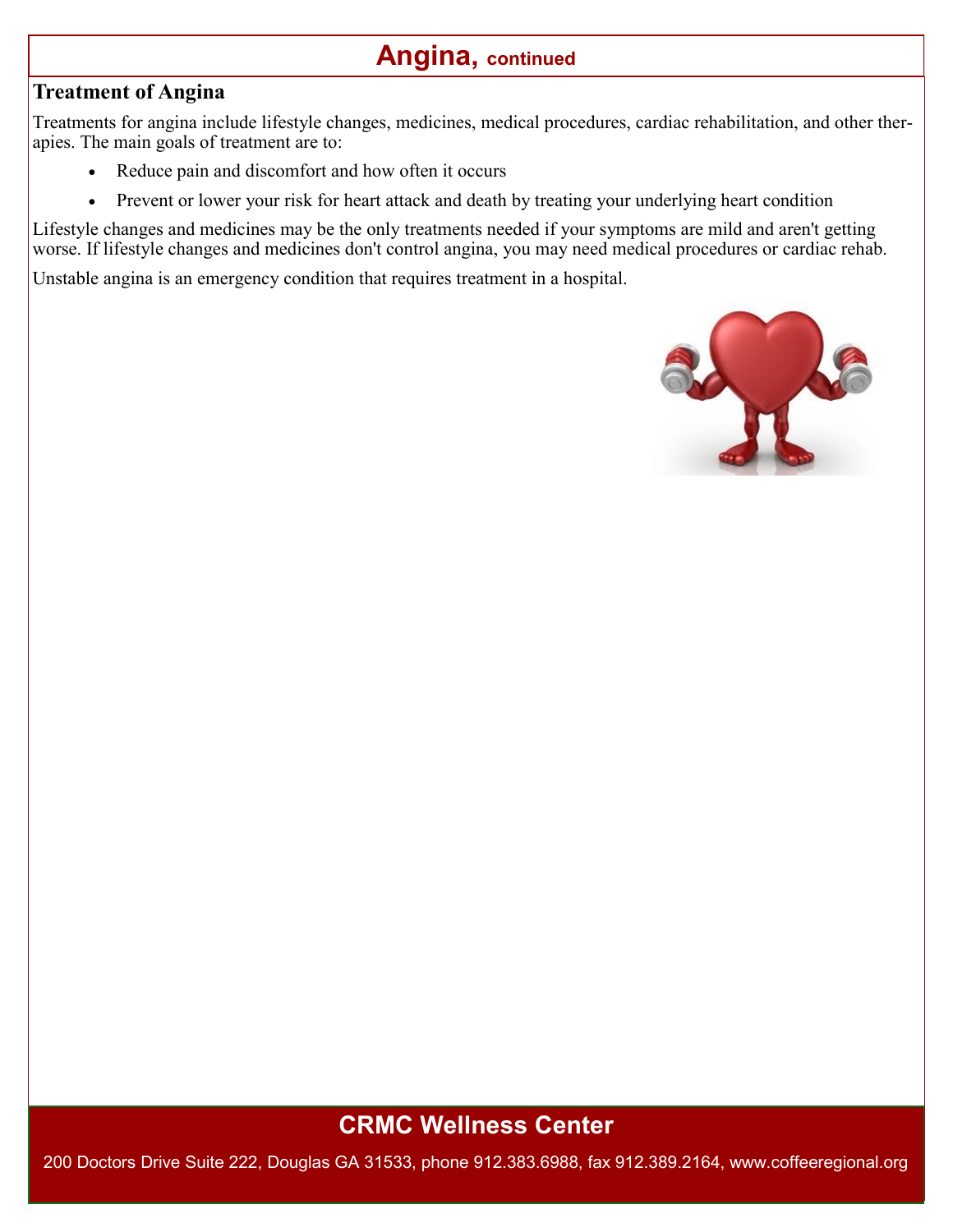# Angina, continued

## Treatment of Angina

Treatments for angina include lifestyle changes, medicines, medical procedures, cardiac rehabilitation, and other therapies. The main goals of treatment are to:

- Reduce pain and discomfort and how often it occurs
- Prevent or lower your risk for heart attack and death by treating your underlying heart condition

Lifestyle changes and medicines may be the only treatments needed if your symptoms are mild and aren't getting worse. If lifestyle changes and medicines don't control angina, you may need medical procedures or cardiac rehab.

Unstable angina is an emergency condition that requires treatment in a hospital.

**CRMC Wellness Center**

200 Doctors Drive Suite 222, Douglas GA 31533, phone 912.383.6988, fax 912.389.2164, www.coffeeregional.org